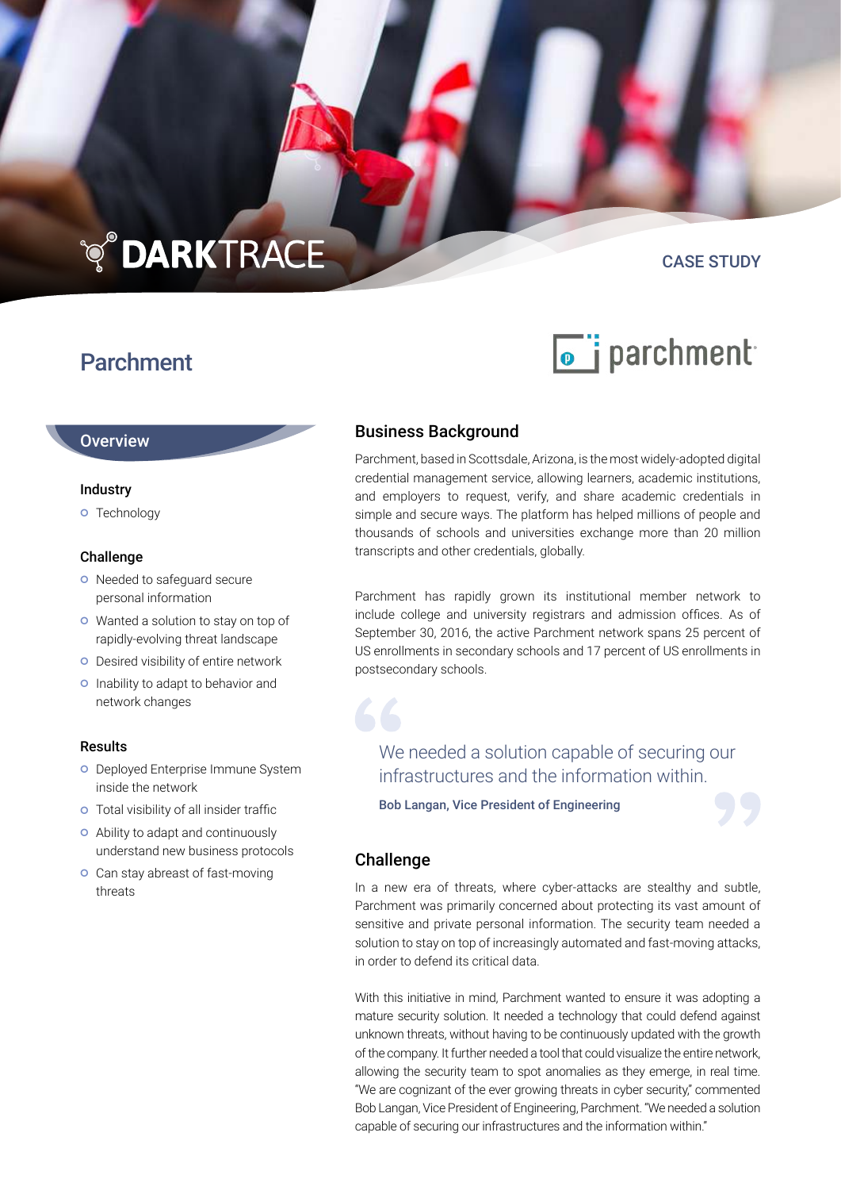DARKTRACE

CASE STUDY

# Parchment

## Overview

### Industry

- Technology

### Challenge

- Needed to safeguard secure personal information
- Wanted a solution to stay on top of rapidly-evolving threat landscape
- Desired visibility of entire network
- Inability to adapt to behavior and network changes

### Results

- Deployed Enterprise Immune System inside the network
- Total visibility of all insider traffic
- Ability to adapt and continuously understand new business protocols
- Can stay abreast of fast-moving threats

## Business Background

Parchment, based in Scottsdale, Arizona, is the most widely-adopted digital credential management service, allowing learners, academic institutions, and employers to request, verify, and share academic credentials in simple and secure ways. The platform has helped millions of people and thousands of schools and universities exchange more than 20 million transcripts and other credentials, globally.

Parchment has rapidly grown its institutional member network to include college and university registrars and admission offices. As of September 30, 2016, the active Parchment network spans 25 percent of US enrollments in secondary schools and 17 percent of US enrollments in postsecondary schools.

> We needed a solution capable of securing our infrastructures and the information within.
>
> **Bob Langan, Vice President of Engineering**

## Challenge

In a new era of threats, where cyber-attacks are stealthy and subtle, Parchment was primarily concerned about protecting its vast amount of sensitive and private personal information. The security team needed a solution to stay on top of increasingly automated and fast-moving attacks, in order to defend its critical data.

With this initiative in mind, Parchment wanted to ensure it was adopting a mature security solution. It needed a technology that could defend against unknown threats, without having to be continuously updated with the growth of the company. It further needed a tool that could visualize the entire network, allowing the security team to spot anomalies as they emerge, in real time. "We are cognizant of the ever growing threats in cyber security," commented Bob Langan, Vice President of Engineering, Parchment. "We needed a solution capable of securing our infrastructures and the information within."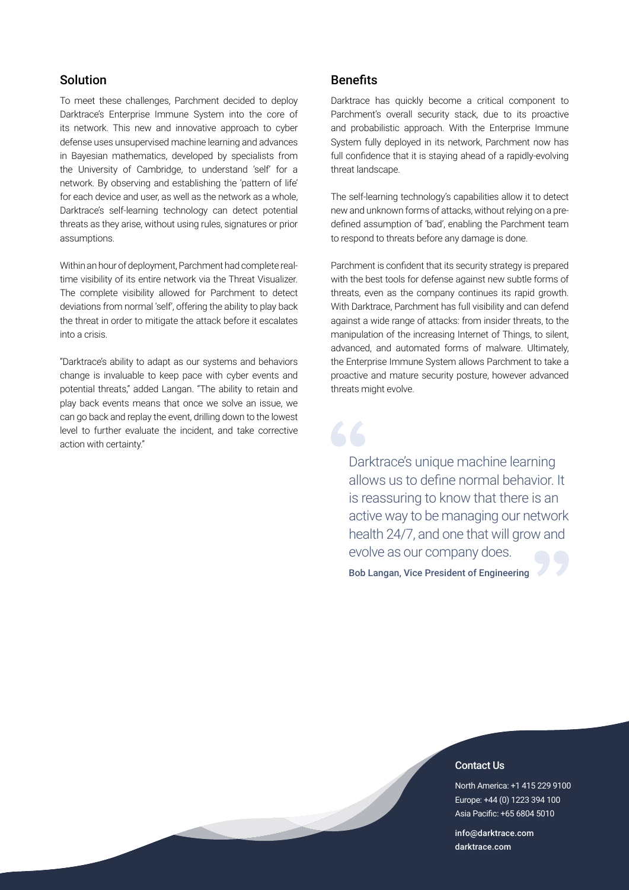## Solution

To meet these challenges, Parchment decided to deploy Darktrace's Enterprise Immune System into the core of its network. This new and innovative approach to cyber defense uses unsupervised machine learning and advances in Bayesian mathematics, developed by specialists from the University of Cambridge, to understand 'self' for a network. By observing and establishing the 'pattern of life' for each device and user, as well as the network as a whole, Darktrace's self-learning technology can detect potential threats as they arise, without using rules, signatures or prior assumptions.

Within an hour of deployment, Parchment had complete real-time visibility of its entire network via the Threat Visualizer. The complete visibility allowed for Parchment to detect deviations from normal 'self', offering the ability to play back the threat in order to mitigate the attack before it escalates into a crisis.

"Darktrace's ability to adapt as our systems and behaviors change is invaluable to keep pace with cyber events and potential threats," added Langan. "The ability to retain and play back events means that once we solve an issue, we can go back and replay the event, drilling down to the lowest level to further evaluate the incident, and take corrective action with certainty."

## Benefits

Darktrace has quickly become a critical component to Parchment's overall security stack, due to its proactive and probabilistic approach. With the Enterprise Immune System fully deployed in its network, Parchment now has full confidence that it is staying ahead of a rapidly-evolving threat landscape.

The self-learning technology's capabilities allow it to detect new and unknown forms of attacks, without relying on a pre-defined assumption of 'bad', enabling the Parchment team to respond to threats before any damage is done.

Parchment is confident that its security strategy is prepared with the best tools for defense against new subtle forms of threats, even as the company continues its rapid growth. With Darktrace, Parchment has full visibility and can defend against a wide range of attacks: from insider threats, to the manipulation of the increasing Internet of Things, to silent, advanced, and automated forms of malware. Ultimately, the Enterprise Immune System allows Parchment to take a proactive and mature security posture, however advanced threats might evolve.

> Darktrace's unique machine learning allows us to define normal behavior. It is reassuring to know that there is an active way to be managing our network health 24/7, and one that will grow and evolve as our company does.
>
> **Bob Langan, Vice President of Engineering**

### Contact Us

North America: +1 415 229 9100
Europe: +44 (0) 1223 394 100
Asia Pacific: +65 6804 5010

info@darktrace.com
darktrace.com